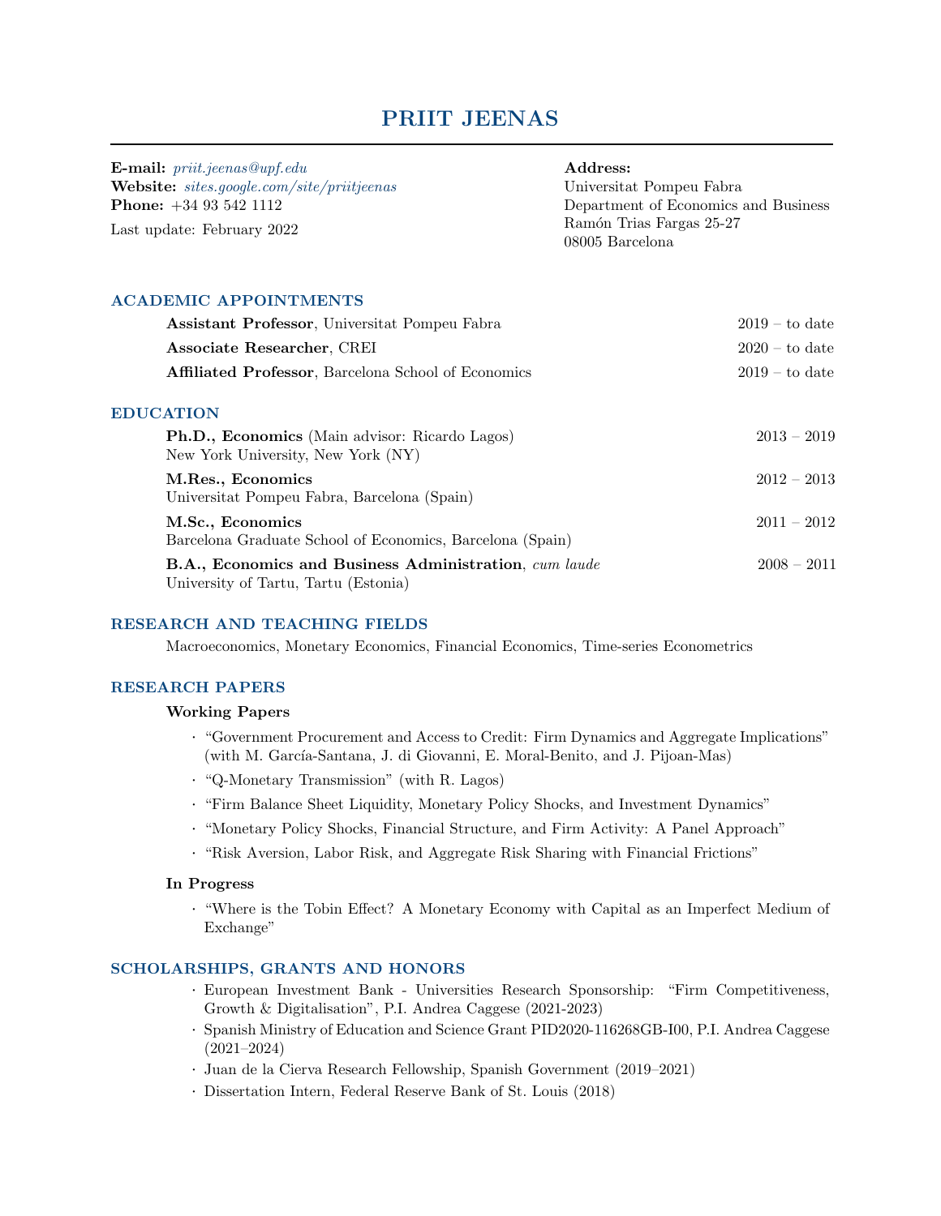# PRIIT JEENAS

**E-mail:** *priit.jeenas@upf.edu*
**Website:** *sites.google.com/site/priitjeenas*
**Phone:** +34 93 542 1112

Last update: February 2022

**Address:**
Universitat Pompeu Fabra
Department of Economics and Business
Ramón Trias Fargas 25-27
08005 Barcelona

## ACADEMIC APPOINTMENTS

**Assistant Professor**, Universitat Pompeu Fabra — 2019 – to date

**Associate Researcher**, CREI — 2020 – to date

**Affiliated Professor**, Barcelona School of Economics — 2019 – to date

## EDUCATION

**Ph.D., Economics** (Main advisor: Ricardo Lagos) — 2013 – 2019
New York University, New York (NY)

**M.Res., Economics** — 2012 – 2013
Universitat Pompeu Fabra, Barcelona (Spain)

**M.Sc., Economics** — 2011 – 2012
Barcelona Graduate School of Economics, Barcelona (Spain)

**B.A., Economics and Business Administration**, *cum laude* — 2008 – 2011
University of Tartu, Tartu (Estonia)

## RESEARCH AND TEACHING FIELDS

Macroeconomics, Monetary Economics, Financial Economics, Time-series Econometrics

## RESEARCH PAPERS

### Working Papers

- "Government Procurement and Access to Credit: Firm Dynamics and Aggregate Implications" (with M. García-Santana, J. di Giovanni, E. Moral-Benito, and J. Pijoan-Mas)
- "Q-Monetary Transmission" (with R. Lagos)
- "Firm Balance Sheet Liquidity, Monetary Policy Shocks, and Investment Dynamics"
- "Monetary Policy Shocks, Financial Structure, and Firm Activity: A Panel Approach"
- "Risk Aversion, Labor Risk, and Aggregate Risk Sharing with Financial Frictions"

### In Progress

- "Where is the Tobin Effect? A Monetary Economy with Capital as an Imperfect Medium of Exchange"

## SCHOLARSHIPS, GRANTS AND HONORS

- European Investment Bank - Universities Research Sponsorship: "Firm Competitiveness, Growth & Digitalisation", P.I. Andrea Caggese (2021-2023)
- Spanish Ministry of Education and Science Grant PID2020-116268GB-I00, P.I. Andrea Caggese (2021–2024)
- Juan de la Cierva Research Fellowship, Spanish Government (2019–2021)
- Dissertation Intern, Federal Reserve Bank of St. Louis (2018)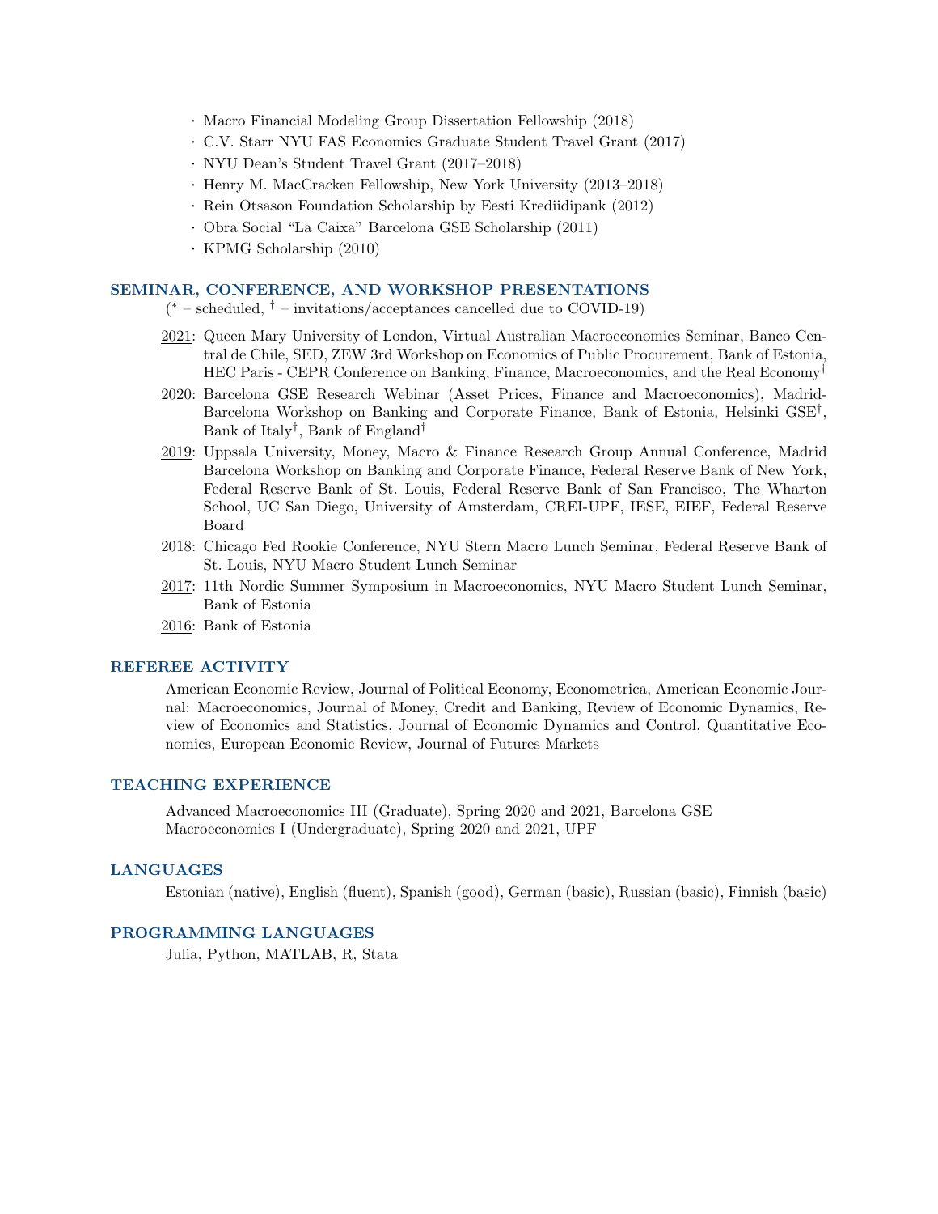- Macro Financial Modeling Group Dissertation Fellowship (2018)
- C.V. Starr NYU FAS Economics Graduate Student Travel Grant (2017)
- NYU Dean's Student Travel Grant (2017–2018)
- Henry M. MacCracken Fellowship, New York University (2013–2018)
- Rein Otsason Foundation Scholarship by Eesti Krediidipank (2012)
- Obra Social "La Caixa" Barcelona GSE Scholarship (2011)
- KPMG Scholarship (2010)

## SEMINAR, CONFERENCE, AND WORKSHOP PRESENTATIONS

(* – scheduled, † – invitations/acceptances cancelled due to COVID-19)

<u>2021</u>: Queen Mary University of London, Virtual Australian Macroeconomics Seminar, Banco Central de Chile, SED, ZEW 3rd Workshop on Economics of Public Procurement, Bank of Estonia, HEC Paris - CEPR Conference on Banking, Finance, Macroeconomics, and the Real Economy†

<u>2020</u>: Barcelona GSE Research Webinar (Asset Prices, Finance and Macroeconomics), Madrid-Barcelona Workshop on Banking and Corporate Finance, Bank of Estonia, Helsinki GSE†, Bank of Italy†, Bank of England†

<u>2019</u>: Uppsala University, Money, Macro & Finance Research Group Annual Conference, Madrid Barcelona Workshop on Banking and Corporate Finance, Federal Reserve Bank of New York, Federal Reserve Bank of St. Louis, Federal Reserve Bank of San Francisco, The Wharton School, UC San Diego, University of Amsterdam, CREI-UPF, IESE, EIEF, Federal Reserve Board

<u>2018</u>: Chicago Fed Rookie Conference, NYU Stern Macro Lunch Seminar, Federal Reserve Bank of St. Louis, NYU Macro Student Lunch Seminar

<u>2017</u>: 11th Nordic Summer Symposium in Macroeconomics, NYU Macro Student Lunch Seminar, Bank of Estonia

<u>2016</u>: Bank of Estonia

## REFEREE ACTIVITY

American Economic Review, Journal of Political Economy, Econometrica, American Economic Journal: Macroeconomics, Journal of Money, Credit and Banking, Review of Economic Dynamics, Review of Economics and Statistics, Journal of Economic Dynamics and Control, Quantitative Economics, European Economic Review, Journal of Futures Markets

## TEACHING EXPERIENCE

Advanced Macroeconomics III (Graduate), Spring 2020 and 2021, Barcelona GSE
Macroeconomics I (Undergraduate), Spring 2020 and 2021, UPF

## LANGUAGES

Estonian (native), English (fluent), Spanish (good), German (basic), Russian (basic), Finnish (basic)

## PROGRAMMING LANGUAGES

Julia, Python, MATLAB, R, Stata